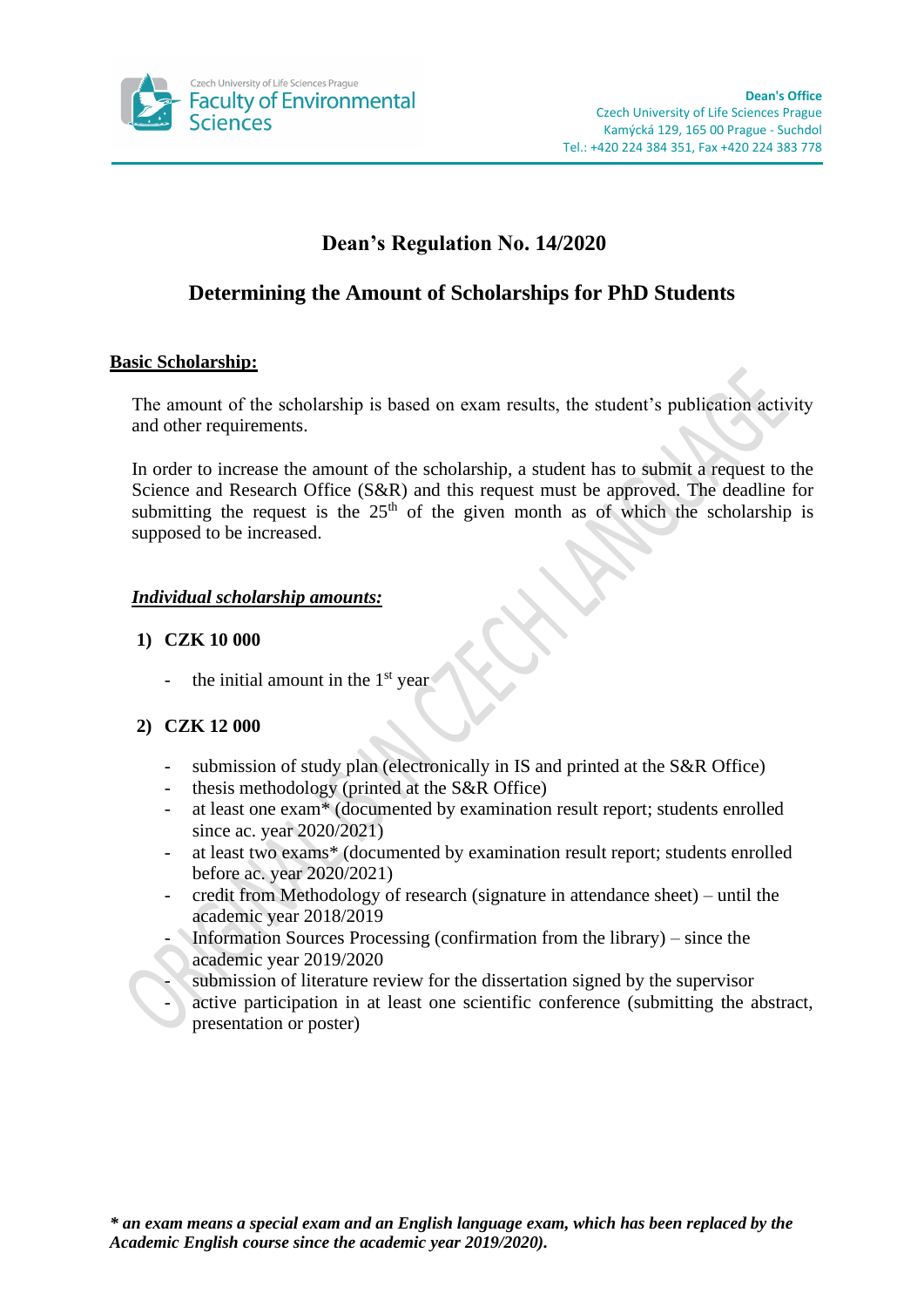Czech University of Life Sciences Prague
Faculty of Environmental Sciences

**Dean's Office**
Czech University of Life Sciences Prague
Kamýcká 129, 165 00 Prague - Suchdol
Tel.: +420 224 384 351, Fax +420 224 383 778

# Dean's Regulation No. 14/2020

## Determining the Amount of Scholarships for PhD Students

**Basic Scholarship:**

The amount of the scholarship is based on exam results, the student's publication activity and other requirements.

In order to increase the amount of the scholarship, a student has to submit a request to the Science and Research Office (S&R) and this request must be approved. The deadline for submitting the request is the 25th of the given month as of which the scholarship is supposed to be increased.

***Individual scholarship amounts:***

1) **CZK 10 000**

   - the initial amount in the 1st year

2) **CZK 12 000**

   - submission of study plan (electronically in IS and printed at the S&R Office)
   - thesis methodology (printed at the S&R Office)
   - at least one exam* (documented by examination result report; students enrolled since ac. year 2020/2021)
   - at least two exams* (documented by examination result report; students enrolled before ac. year 2020/2021)
   - credit from Methodology of research (signature in attendance sheet) – until the academic year 2018/2019
   - Information Sources Processing (confirmation from the library) – since the academic year 2019/2020
   - submission of literature review for the dissertation signed by the supervisor
   - active participation in at least one scientific conference (submitting the abstract, presentation or poster)

***\* an exam means a special exam and an English language exam, which has been replaced by the Academic English course since the academic year 2019/2020).***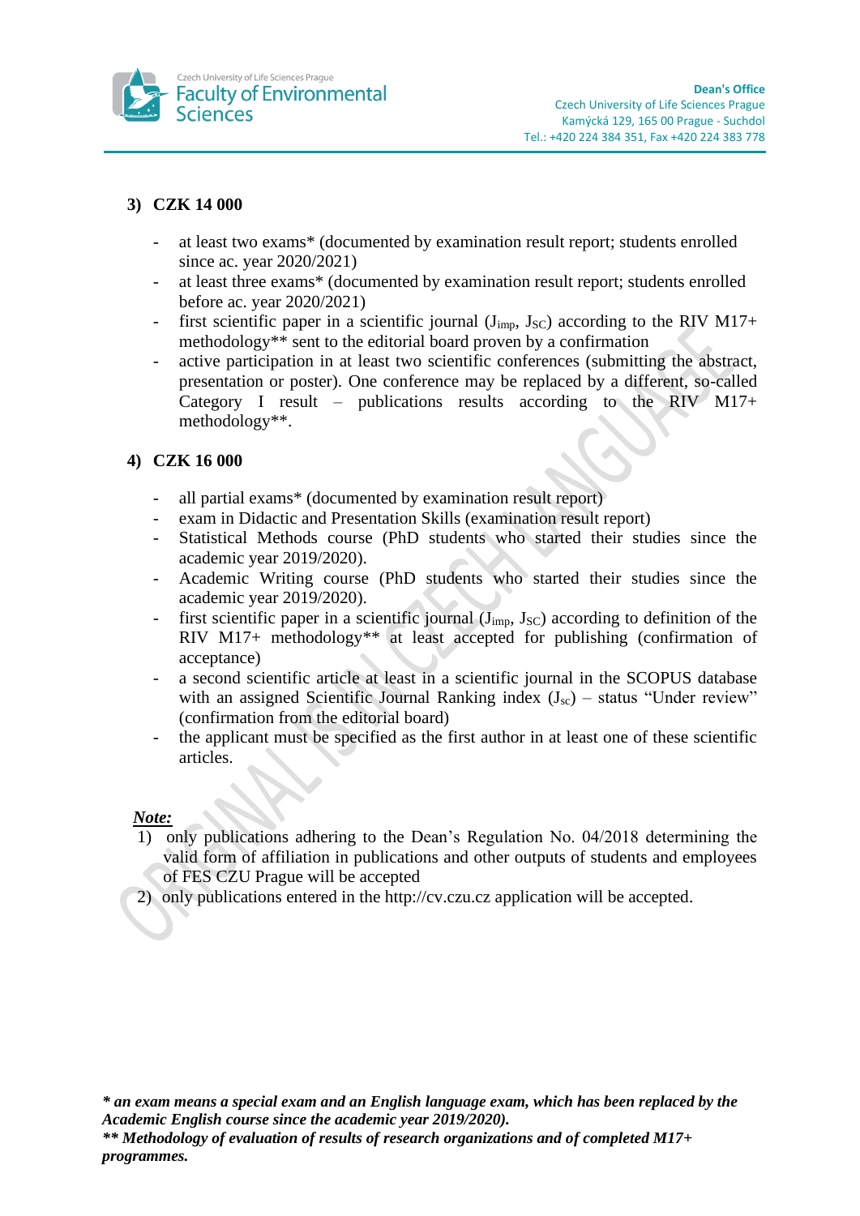### 3) CZK 14 000

- at least two exams* (documented by examination result report; students enrolled since ac. year 2020/2021)
- at least three exams* (documented by examination result report; students enrolled before ac. year 2020/2021)
- first scientific paper in a scientific journal ($J_{imp}$, $J_{SC}$) according to the RIV M17+ methodology** sent to the editorial board proven by a confirmation
- active participation in at least two scientific conferences (submitting the abstract, presentation or poster). One conference may be replaced by a different, so-called Category I result – publications results according to the RIV M17+ methodology**.

### 4) CZK 16 000

- all partial exams* (documented by examination result report)
- exam in Didactic and Presentation Skills (examination result report)
- Statistical Methods course (PhD students who started their studies since the academic year 2019/2020).
- Academic Writing course (PhD students who started their studies since the academic year 2019/2020).
- first scientific paper in a scientific journal ($J_{imp}$, $J_{SC}$) according to definition of the RIV M17+ methodology** at least accepted for publishing (confirmation of acceptance)
- a second scientific article at least in a scientific journal in the SCOPUS database with an assigned Scientific Journal Ranking index ($J_{sc}$) – status "Under review" (confirmation from the editorial board)
- the applicant must be specified as the first author in at least one of these scientific articles.

***Note:***

1) only publications adhering to the Dean's Regulation No. 04/2018 determining the valid form of affiliation in publications and other outputs of students and employees of FES CZU Prague will be accepted
2) only publications entered in the http://cv.czu.cz application will be accepted.

***\* an exam means a special exam and an English language exam, which has been replaced by the Academic English course since the academic year 2019/2020).***
***\*\* Methodology of evaluation of results of research organizations and of completed M17+ programmes.***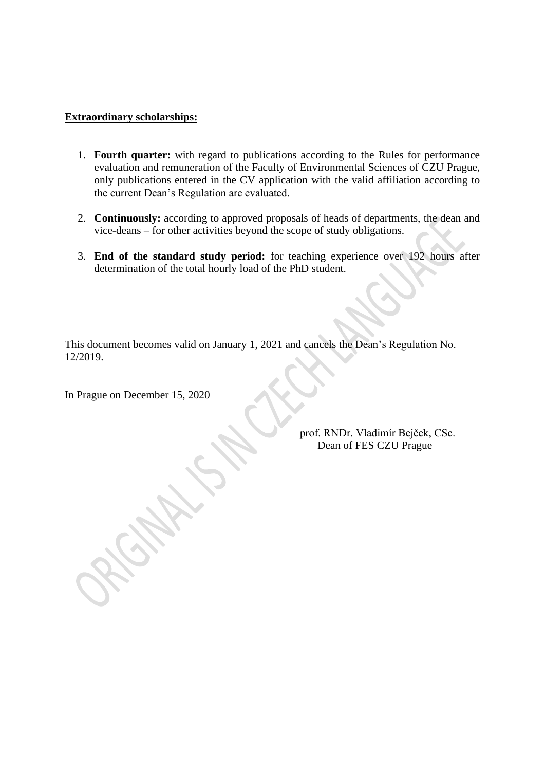**Extraordinary scholarships:**

1. **Fourth quarter:** with regard to publications according to the Rules for performance evaluation and remuneration of the Faculty of Environmental Sciences of CZU Prague, only publications entered in the CV application with the valid affiliation according to the current Dean's Regulation are evaluated.

2. **Continuously:** according to approved proposals of heads of departments, the dean and vice-deans – for other activities beyond the scope of study obligations.

3. **End of the standard study period:** for teaching experience over 192 hours after determination of the total hourly load of the PhD student.

This document becomes valid on January 1, 2021 and cancels the Dean's Regulation No. 12/2019.

In Prague on December 15, 2020

prof. RNDr. Vladimír Bejček, CSc.
Dean of FES CZU Prague

ORIGINAL IS IN CZECH LANGUAGE